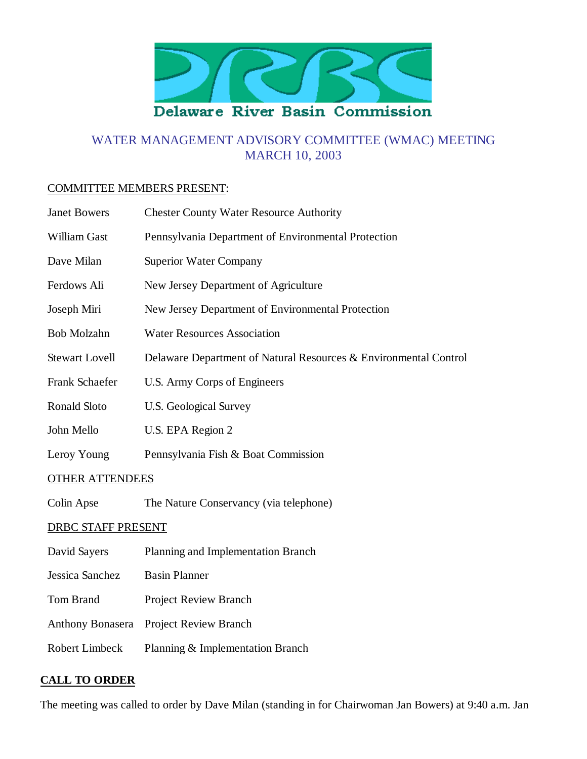Delaware River Basin Commission

# WATER MANAGEMENT ADVISORY COMMITTEE (WMAC) MEETING
## MARCH 10, 2003

COMMITTEE MEMBERS PRESENT:

| | |
|---|---|
| Janet Bowers | Chester County Water Resource Authority |
| William Gast | Pennsylvania Department of Environmental Protection |
| Dave Milan | Superior Water Company |
| Ferdows Ali | New Jersey Department of Agriculture |
| Joseph Miri | New Jersey Department of Environmental Protection |
| Bob Molzahn | Water Resources Association |
| Stewart Lovell | Delaware Department of Natural Resources & Environmental Control |
| Frank Schaefer | U.S. Army Corps of Engineers |
| Ronald Sloto | U.S. Geological Survey |
| John Mello | U.S. EPA Region 2 |
| Leroy Young | Pennsylvania Fish & Boat Commission |

OTHER ATTENDEES

| | |
|---|---|
| Colin Apse | The Nature Conservancy (via telephone) |

DRBC STAFF PRESENT

| | |
|---|---|
| David Sayers | Planning and Implementation Branch |
| Jessica Sanchez | Basin Planner |
| Tom Brand | Project Review Branch |
| Anthony Bonasera | Project Review Branch |
| Robert Limbeck | Planning & Implementation Branch |

**CALL TO ORDER**

The meeting was called to order by Dave Milan (standing in for Chairwoman Jan Bowers) at 9:40 a.m. Jan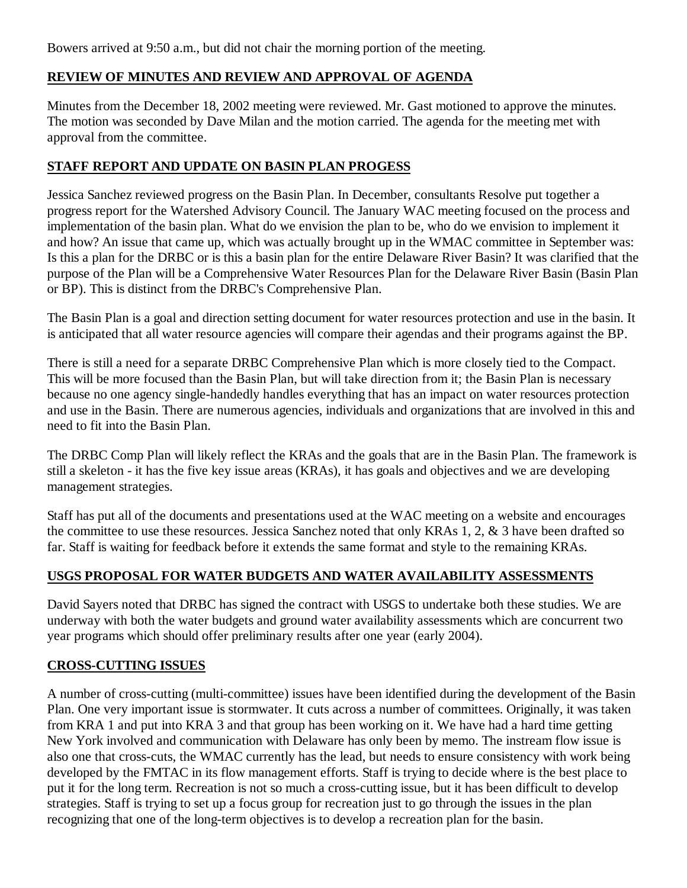Bowers arrived at 9:50 a.m., but did not chair the morning portion of the meeting.

## REVIEW OF MINUTES AND REVIEW AND APPROVAL OF AGENDA

Minutes from the December 18, 2002 meeting were reviewed. Mr. Gast motioned to approve the minutes. The motion was seconded by Dave Milan and the motion carried. The agenda for the meeting met with approval from the committee.

## STAFF REPORT AND UPDATE ON BASIN PLAN PROGESS

Jessica Sanchez reviewed progress on the Basin Plan. In December, consultants Resolve put together a progress report for the Watershed Advisory Council. The January WAC meeting focused on the process and implementation of the basin plan. What do we envision the plan to be, who do we envision to implement it and how? An issue that came up, which was actually brought up in the WMAC committee in September was: Is this a plan for the DRBC or is this a basin plan for the entire Delaware River Basin? It was clarified that the purpose of the Plan will be a Comprehensive Water Resources Plan for the Delaware River Basin (Basin Plan or BP). This is distinct from the DRBC's Comprehensive Plan.

The Basin Plan is a goal and direction setting document for water resources protection and use in the basin. It is anticipated that all water resource agencies will compare their agendas and their programs against the BP.

There is still a need for a separate DRBC Comprehensive Plan which is more closely tied to the Compact. This will be more focused than the Basin Plan, but will take direction from it; the Basin Plan is necessary because no one agency single-handedly handles everything that has an impact on water resources protection and use in the Basin. There are numerous agencies, individuals and organizations that are involved in this and need to fit into the Basin Plan.

The DRBC Comp Plan will likely reflect the KRAs and the goals that are in the Basin Plan. The framework is still a skeleton - it has the five key issue areas (KRAs), it has goals and objectives and we are developing management strategies.

Staff has put all of the documents and presentations used at the WAC meeting on a website and encourages the committee to use these resources. Jessica Sanchez noted that only KRAs 1, 2, & 3 have been drafted so far. Staff is waiting for feedback before it extends the same format and style to the remaining KRAs.

## USGS PROPOSAL FOR WATER BUDGETS AND WATER AVAILABILITY ASSESSMENTS

David Sayers noted that DRBC has signed the contract with USGS to undertake both these studies. We are underway with both the water budgets and ground water availability assessments which are concurrent two year programs which should offer preliminary results after one year (early 2004).

## CROSS-CUTTING ISSUES

A number of cross-cutting (multi-committee) issues have been identified during the development of the Basin Plan. One very important issue is stormwater. It cuts across a number of committees. Originally, it was taken from KRA 1 and put into KRA 3 and that group has been working on it. We have had a hard time getting New York involved and communication with Delaware has only been by memo. The instream flow issue is also one that cross-cuts, the WMAC currently has the lead, but needs to ensure consistency with work being developed by the FMTAC in its flow management efforts. Staff is trying to decide where is the best place to put it for the long term. Recreation is not so much a cross-cutting issue, but it has been difficult to develop strategies. Staff is trying to set up a focus group for recreation just to go through the issues in the plan recognizing that one of the long-term objectives is to develop a recreation plan for the basin.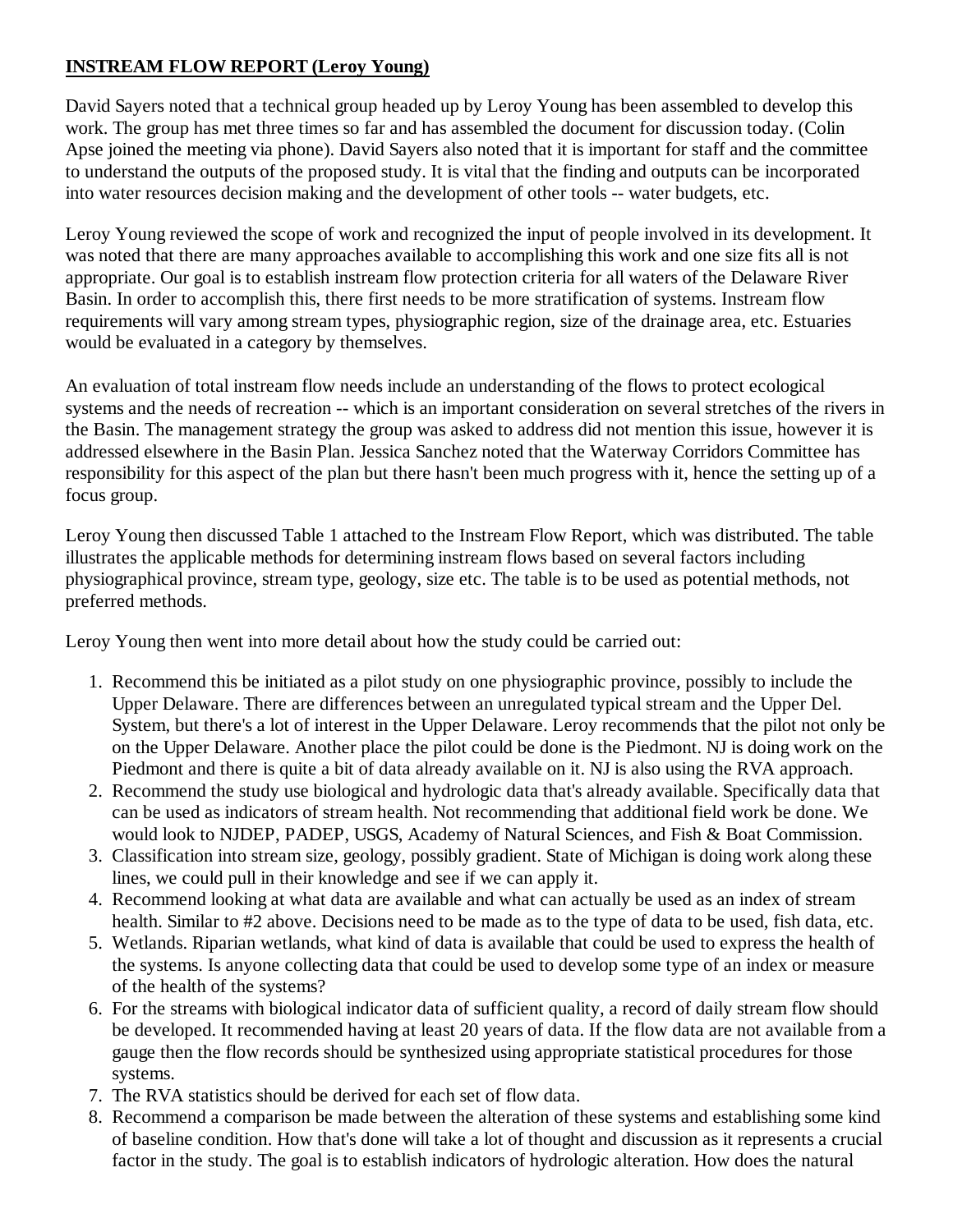**INSTREAM FLOW REPORT (Leroy Young)**

David Sayers noted that a technical group headed up by Leroy Young has been assembled to develop this work. The group has met three times so far and has assembled the document for discussion today. (Colin Apse joined the meeting via phone). David Sayers also noted that it is important for staff and the committee to understand the outputs of the proposed study. It is vital that the finding and outputs can be incorporated into water resources decision making and the development of other tools -- water budgets, etc.

Leroy Young reviewed the scope of work and recognized the input of people involved in its development. It was noted that there are many approaches available to accomplishing this work and one size fits all is not appropriate. Our goal is to establish instream flow protection criteria for all waters of the Delaware River Basin. In order to accomplish this, there first needs to be more stratification of systems. Instream flow requirements will vary among stream types, physiographic region, size of the drainage area, etc. Estuaries would be evaluated in a category by themselves.

An evaluation of total instream flow needs include an understanding of the flows to protect ecological systems and the needs of recreation -- which is an important consideration on several stretches of the rivers in the Basin. The management strategy the group was asked to address did not mention this issue, however it is addressed elsewhere in the Basin Plan. Jessica Sanchez noted that the Waterway Corridors Committee has responsibility for this aspect of the plan but there hasn't been much progress with it, hence the setting up of a focus group.

Leroy Young then discussed Table 1 attached to the Instream Flow Report, which was distributed. The table illustrates the applicable methods for determining instream flows based on several factors including physiographical province, stream type, geology, size etc. The table is to be used as potential methods, not preferred methods.

Leroy Young then went into more detail about how the study could be carried out:

1. Recommend this be initiated as a pilot study on one physiographic province, possibly to include the Upper Delaware. There are differences between an unregulated typical stream and the Upper Del. System, but there's a lot of interest in the Upper Delaware. Leroy recommends that the pilot not only be on the Upper Delaware. Another place the pilot could be done is the Piedmont. NJ is doing work on the Piedmont and there is quite a bit of data already available on it. NJ is also using the RVA approach.
2. Recommend the study use biological and hydrologic data that's already available. Specifically data that can be used as indicators of stream health. Not recommending that additional field work be done. We would look to NJDEP, PADEP, USGS, Academy of Natural Sciences, and Fish & Boat Commission.
3. Classification into stream size, geology, possibly gradient. State of Michigan is doing work along these lines, we could pull in their knowledge and see if we can apply it.
4. Recommend looking at what data are available and what can actually be used as an index of stream health. Similar to #2 above. Decisions need to be made as to the type of data to be used, fish data, etc.
5. Wetlands. Riparian wetlands, what kind of data is available that could be used to express the health of the systems. Is anyone collecting data that could be used to develop some type of an index or measure of the health of the systems?
6. For the streams with biological indicator data of sufficient quality, a record of daily stream flow should be developed. It recommended having at least 20 years of data. If the flow data are not available from a gauge then the flow records should be synthesized using appropriate statistical procedures for those systems.
7. The RVA statistics should be derived for each set of flow data.
8. Recommend a comparison be made between the alteration of these systems and establishing some kind of baseline condition. How that's done will take a lot of thought and discussion as it represents a crucial factor in the study. The goal is to establish indicators of hydrologic alteration. How does the natural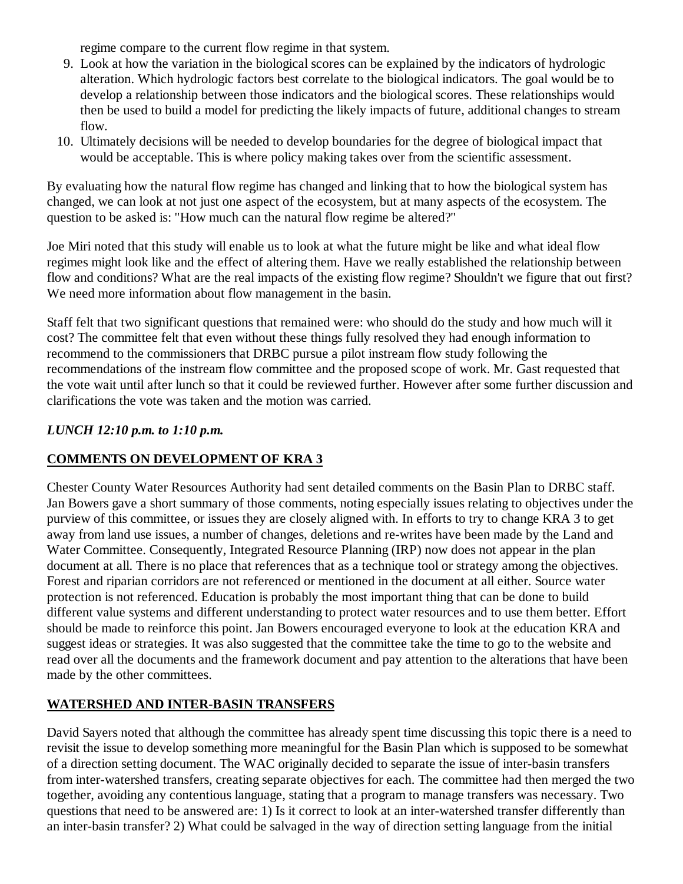regime compare to the current flow regime in that system.

9. Look at how the variation in the biological scores can be explained by the indicators of hydrologic alteration. Which hydrologic factors best correlate to the biological indicators. The goal would be to develop a relationship between those indicators and the biological scores. These relationships would then be used to build a model for predicting the likely impacts of future, additional changes to stream flow.
10. Ultimately decisions will be needed to develop boundaries for the degree of biological impact that would be acceptable. This is where policy making takes over from the scientific assessment.

By evaluating how the natural flow regime has changed and linking that to how the biological system has changed, we can look at not just one aspect of the ecosystem, but at many aspects of the ecosystem. The question to be asked is: "How much can the natural flow regime be altered?"

Joe Miri noted that this study will enable us to look at what the future might be like and what ideal flow regimes might look like and the effect of altering them. Have we really established the relationship between flow and conditions? What are the real impacts of the existing flow regime? Shouldn't we figure that out first? We need more information about flow management in the basin.

Staff felt that two significant questions that remained were: who should do the study and how much will it cost? The committee felt that even without these things fully resolved they had enough information to recommend to the commissioners that DRBC pursue a pilot instream flow study following the recommendations of the instream flow committee and the proposed scope of work. Mr. Gast requested that the vote wait until after lunch so that it could be reviewed further. However after some further discussion and clarifications the vote was taken and the motion was carried.

***LUNCH 12:10 p.m. to 1:10 p.m.***

## COMMENTS ON DEVELOPMENT OF KRA 3

Chester County Water Resources Authority had sent detailed comments on the Basin Plan to DRBC staff. Jan Bowers gave a short summary of those comments, noting especially issues relating to objectives under the purview of this committee, or issues they are closely aligned with. In efforts to try to change KRA 3 to get away from land use issues, a number of changes, deletions and re-writes have been made by the Land and Water Committee. Consequently, Integrated Resource Planning (IRP) now does not appear in the plan document at all. There is no place that references that as a technique tool or strategy among the objectives. Forest and riparian corridors are not referenced or mentioned in the document at all either. Source water protection is not referenced. Education is probably the most important thing that can be done to build different value systems and different understanding to protect water resources and to use them better. Effort should be made to reinforce this point. Jan Bowers encouraged everyone to look at the education KRA and suggest ideas or strategies. It was also suggested that the committee take the time to go to the website and read over all the documents and the framework document and pay attention to the alterations that have been made by the other committees.

## WATERSHED AND INTER-BASIN TRANSFERS

David Sayers noted that although the committee has already spent time discussing this topic there is a need to revisit the issue to develop something more meaningful for the Basin Plan which is supposed to be somewhat of a direction setting document. The WAC originally decided to separate the issue of inter-basin transfers from inter-watershed transfers, creating separate objectives for each. The committee had then merged the two together, avoiding any contentious language, stating that a program to manage transfers was necessary. Two questions that need to be answered are: 1) Is it correct to look at an inter-watershed transfer differently than an inter-basin transfer? 2) What could be salvaged in the way of direction setting language from the initial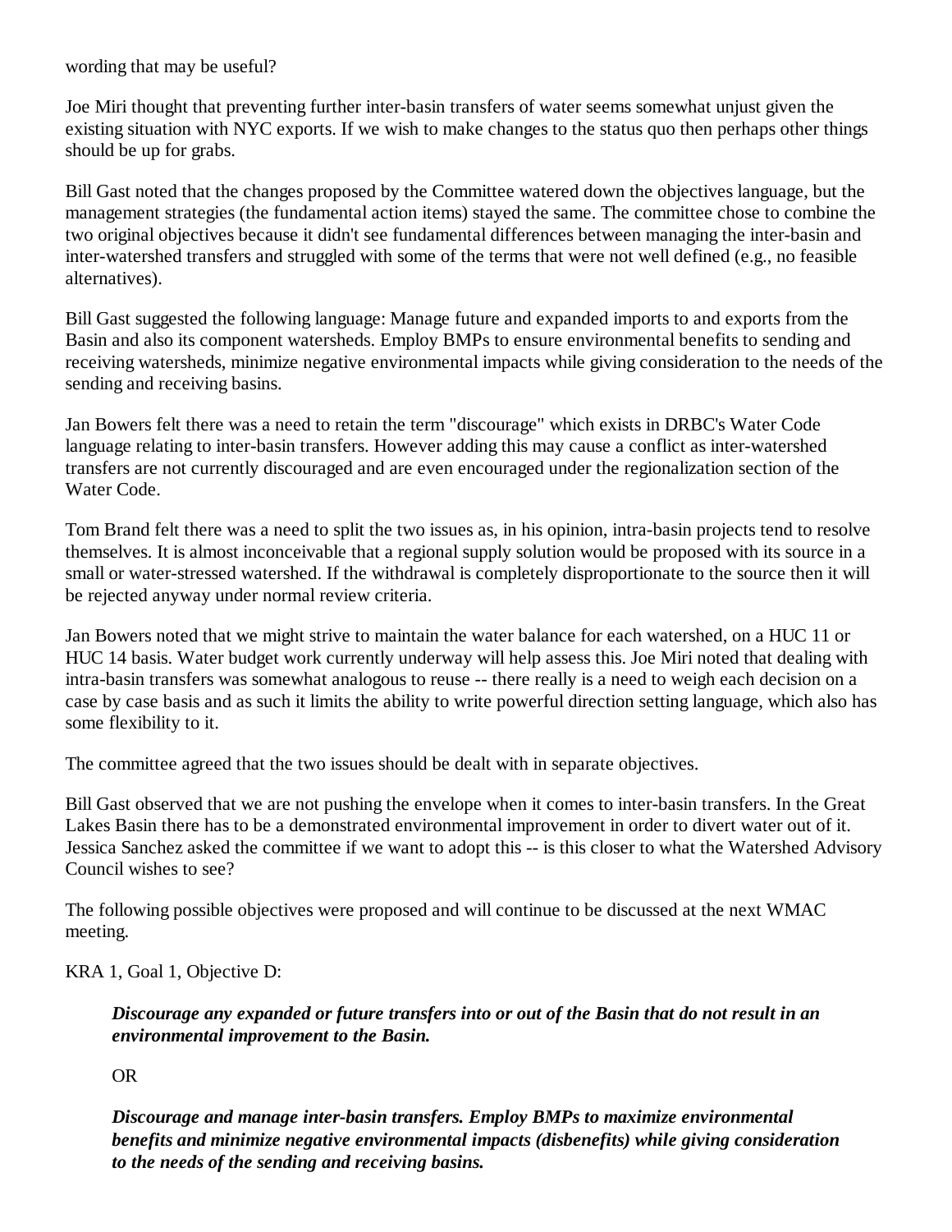wording that may be useful?

Joe Miri thought that preventing further inter-basin transfers of water seems somewhat unjust given the existing situation with NYC exports. If we wish to make changes to the status quo then perhaps other things should be up for grabs.

Bill Gast noted that the changes proposed by the Committee watered down the objectives language, but the management strategies (the fundamental action items) stayed the same. The committee chose to combine the two original objectives because it didn't see fundamental differences between managing the inter-basin and inter-watershed transfers and struggled with some of the terms that were not well defined (e.g., no feasible alternatives).

Bill Gast suggested the following language: Manage future and expanded imports to and exports from the Basin and also its component watersheds. Employ BMPs to ensure environmental benefits to sending and receiving watersheds, minimize negative environmental impacts while giving consideration to the needs of the sending and receiving basins.

Jan Bowers felt there was a need to retain the term "discourage" which exists in DRBC's Water Code language relating to inter-basin transfers. However adding this may cause a conflict as inter-watershed transfers are not currently discouraged and are even encouraged under the regionalization section of the Water Code.

Tom Brand felt there was a need to split the two issues as, in his opinion, intra-basin projects tend to resolve themselves. It is almost inconceivable that a regional supply solution would be proposed with its source in a small or water-stressed watershed. If the withdrawal is completely disproportionate to the source then it will be rejected anyway under normal review criteria.

Jan Bowers noted that we might strive to maintain the water balance for each watershed, on a HUC 11 or HUC 14 basis. Water budget work currently underway will help assess this. Joe Miri noted that dealing with intra-basin transfers was somewhat analogous to reuse -- there really is a need to weigh each decision on a case by case basis and as such it limits the ability to write powerful direction setting language, which also has some flexibility to it.

The committee agreed that the two issues should be dealt with in separate objectives.

Bill Gast observed that we are not pushing the envelope when it comes to inter-basin transfers. In the Great Lakes Basin there has to be a demonstrated environmental improvement in order to divert water out of it. Jessica Sanchez asked the committee if we want to adopt this -- is this closer to what the Watershed Advisory Council wishes to see?

The following possible objectives were proposed and will continue to be discussed at the next WMAC meeting.

KRA 1, Goal 1, Objective D:

> ***Discourage any expanded or future transfers into or out of the Basin that do not result in an environmental improvement to the Basin.***
>
> OR
>
> ***Discourage and manage inter-basin transfers. Employ BMPs to maximize environmental benefits and minimize negative environmental impacts (disbenefits) while giving consideration to the needs of the sending and receiving basins.***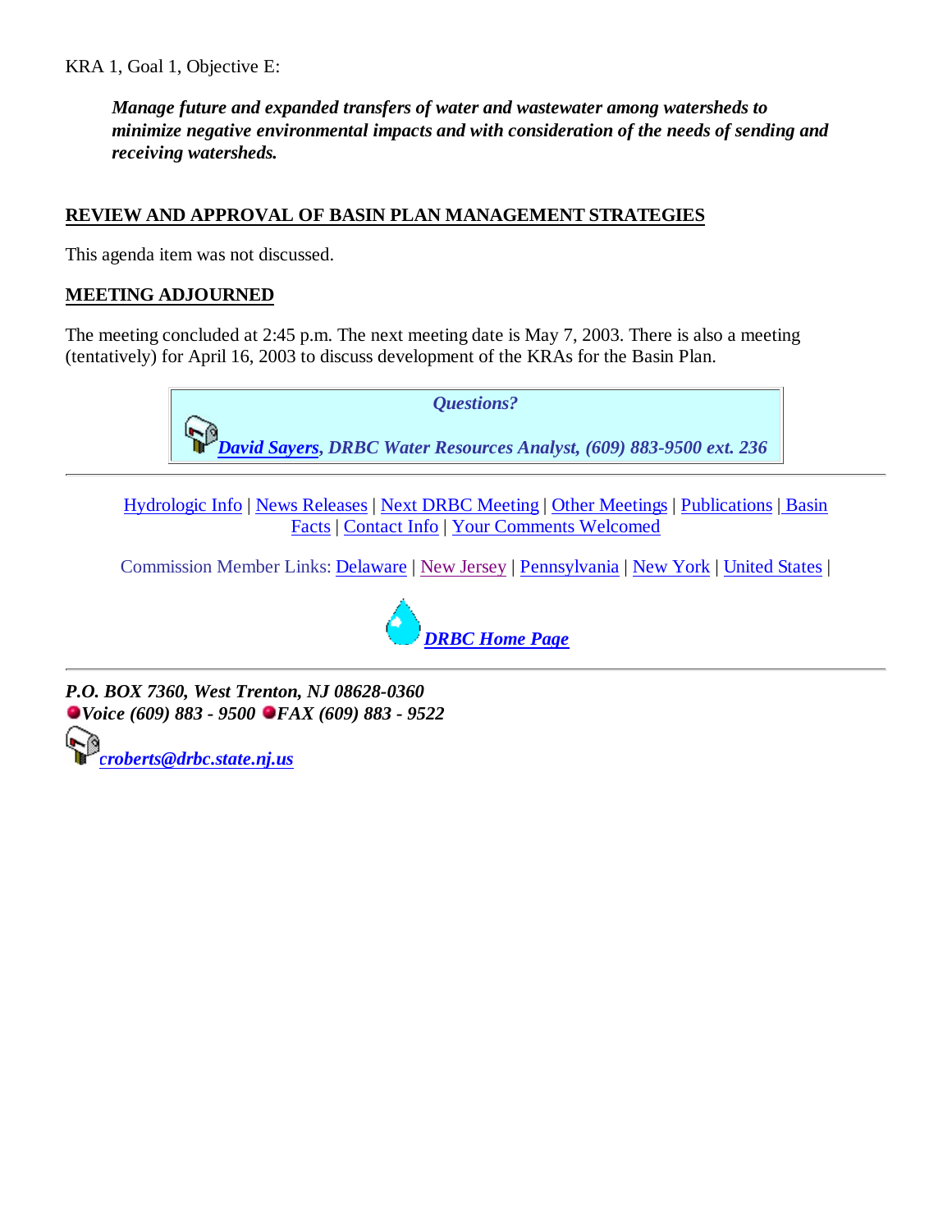KRA 1, Goal 1, Objective E:

> ***Manage future and expanded transfers of water and wastewater among watersheds to minimize negative environmental impacts and with consideration of the needs of sending and receiving watersheds.***

**REVIEW AND APPROVAL OF BASIN PLAN MANAGEMENT STRATEGIES**

This agenda item was not discussed.

**MEETING ADJOURNED**

The meeting concluded at 2:45 p.m. The next meeting date is May 7, 2003. There is also a meeting (tentatively) for April 16, 2003 to discuss development of the KRAs for the Basin Plan.

*Questions?*

***David Sayers**, DRBC Water Resources Analyst, (609) 883-9500 ext. 236*

---

Hydrologic Info | News Releases | Next DRBC Meeting | Other Meetings | Publications | Basin Facts | Contact Info | Your Comments Welcomed

Commission Member Links: Delaware | New Jersey | Pennsylvania | New York | United States |

***DRBC Home Page***

---

***P.O. BOX 7360, West Trenton, NJ 08628-0360***
***Voice (609) 883 - 9500 FAX (609) 883 - 9522***

***croberts@drbc.state.nj.us***